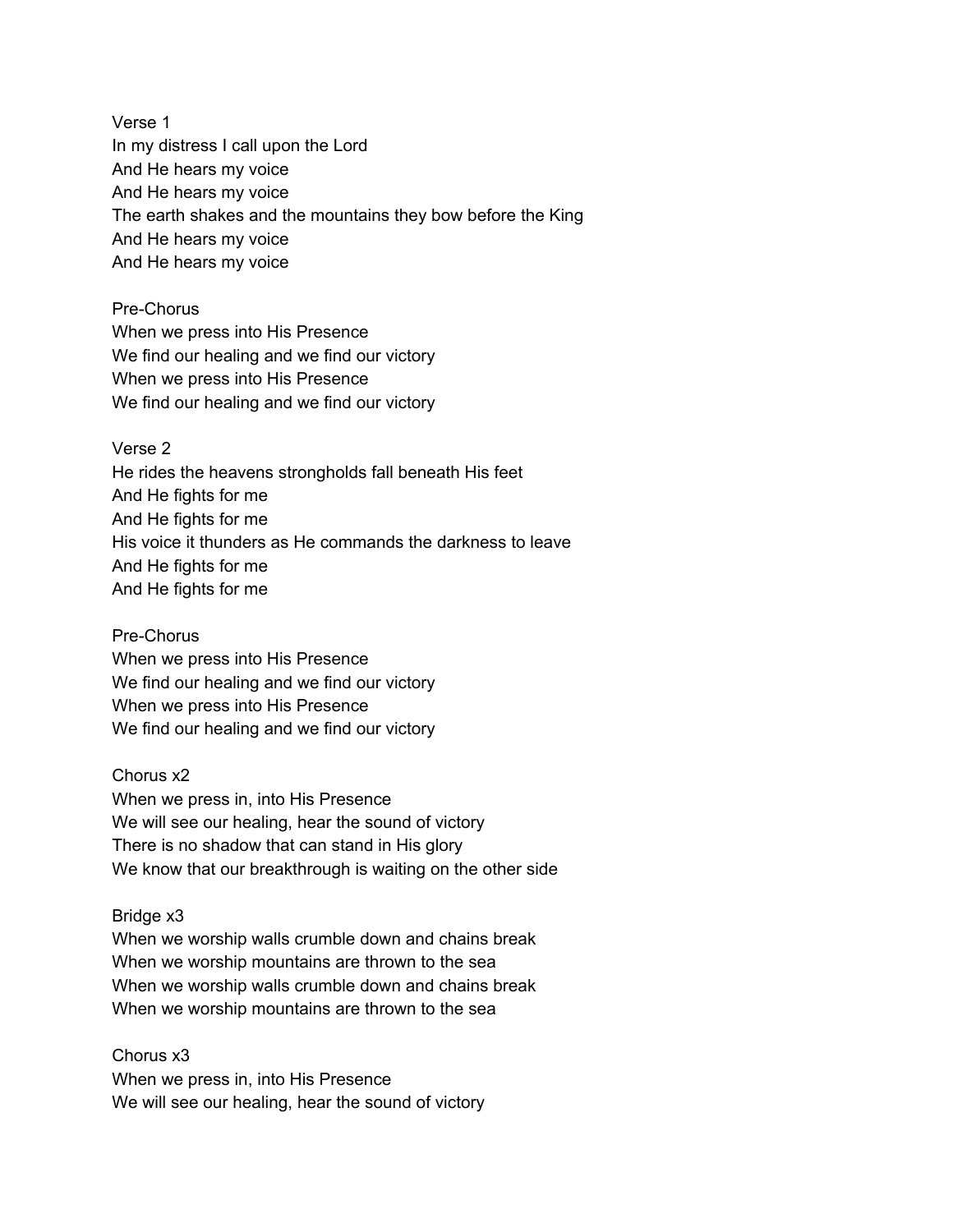Verse 1
In my distress I call upon the Lord
And He hears my voice
And He hears my voice
The earth shakes and the mountains they bow before the King
And He hears my voice
And He hears my voice

Pre-Chorus
When we press into His Presence
We find our healing and we find our victory
When we press into His Presence
We find our healing and we find our victory

Verse 2
He rides the heavens strongholds fall beneath His feet
And He fights for me
And He fights for me
His voice it thunders as He commands the darkness to leave
And He fights for me
And He fights for me

Pre-Chorus
When we press into His Presence
We find our healing and we find our victory
When we press into His Presence
We find our healing and we find our victory

Chorus x2
When we press in, into His Presence
We will see our healing, hear the sound of victory
There is no shadow that can stand in His glory
We know that our breakthrough is waiting on the other side

Bridge x3
When we worship walls crumble down and chains break
When we worship mountains are thrown to the sea
When we worship walls crumble down and chains break
When we worship mountains are thrown to the sea

Chorus x3
When we press in, into His Presence
We will see our healing, hear the sound of victory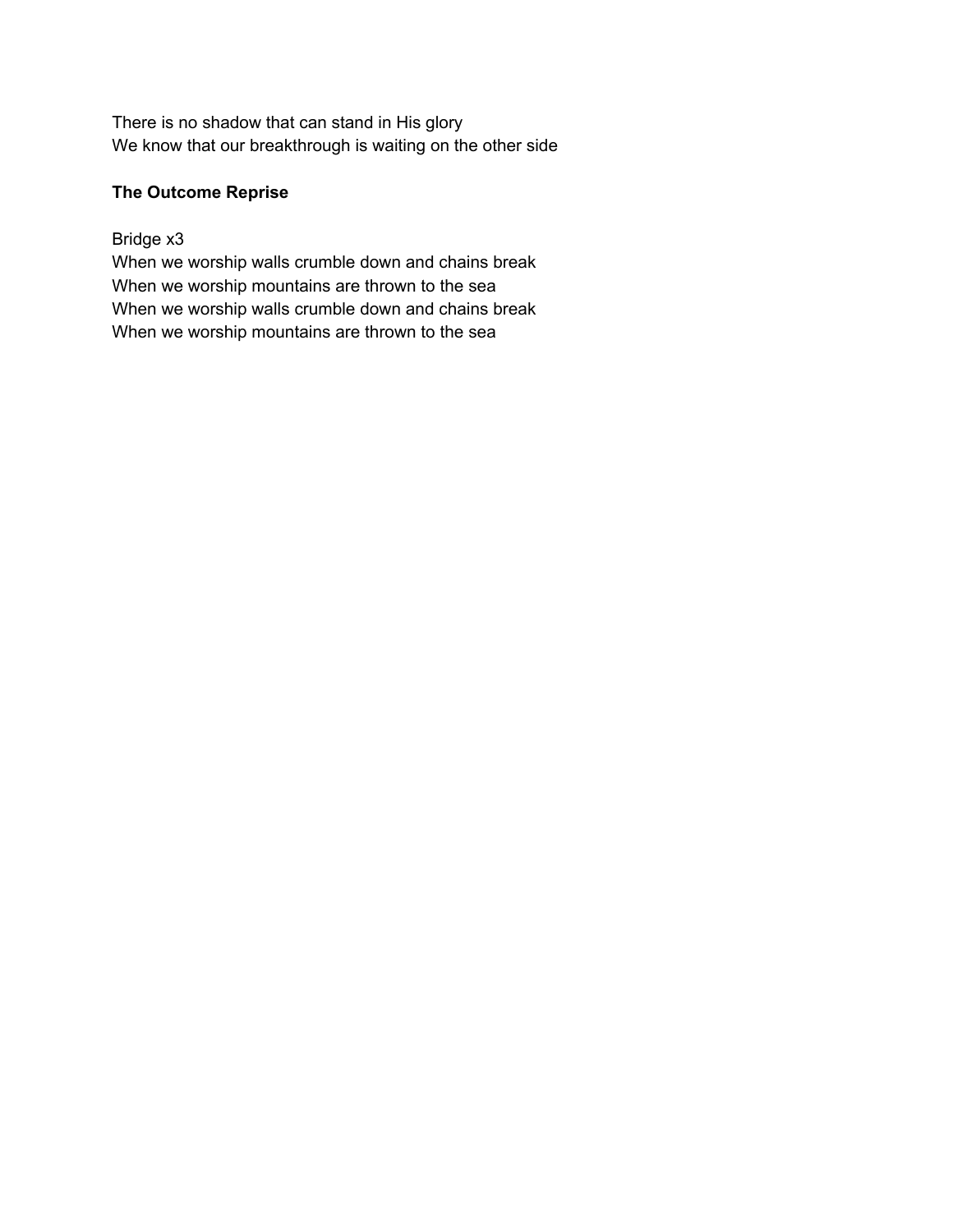There is no shadow that can stand in His glory
We know that our breakthrough is waiting on the other side

**The Outcome Reprise**

Bridge x3
When we worship walls crumble down and chains break
When we worship mountains are thrown to the sea
When we worship walls crumble down and chains break
When we worship mountains are thrown to the sea